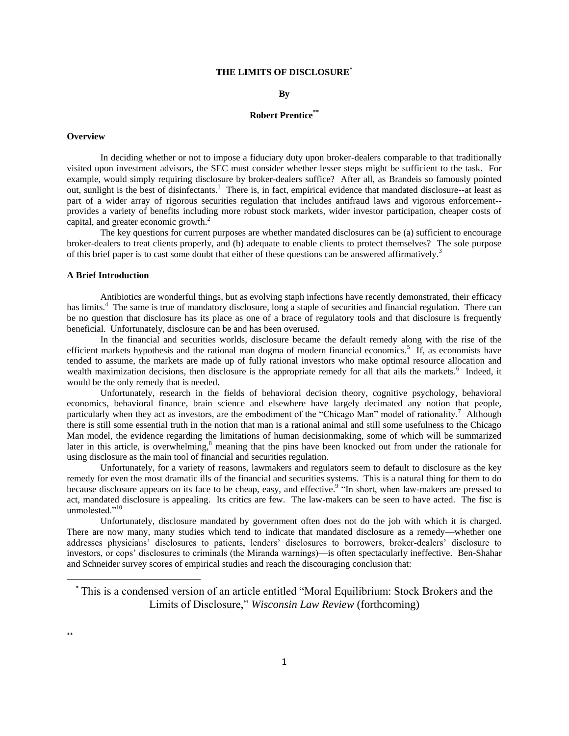# THE LIMITS OF DISCLOSURE*

**By**

**Robert Prentice****

### Overview

In deciding whether or not to impose a fiduciary duty upon broker-dealers comparable to that traditionally visited upon investment advisors, the SEC must consider whether lesser steps might be sufficient to the task. For example, would simply requiring disclosure by broker-dealers suffice? After all, as Brandeis so famously pointed out, sunlight is the best of disinfectants.[1] There is, in fact, empirical evidence that mandated disclosure--at least as part of a wider array of rigorous securities regulation that includes antifraud laws and vigorous enforcement--provides a variety of benefits including more robust stock markets, wider investor participation, cheaper costs of capital, and greater economic growth.[2]

The key questions for current purposes are whether mandated disclosures can be (a) sufficient to encourage broker-dealers to treat clients properly, and (b) adequate to enable clients to protect themselves? The sole purpose of this brief paper is to cast some doubt that either of these questions can be answered affirmatively.[3]

### A Brief Introduction

Antibiotics are wonderful things, but as evolving staph infections have recently demonstrated, their efficacy has limits.[4] The same is true of mandatory disclosure, long a staple of securities and financial regulation. There can be no question that disclosure has its place as one of a brace of regulatory tools and that disclosure is frequently beneficial. Unfortunately, disclosure can be and has been overused.

In the financial and securities worlds, disclosure became the default remedy along with the rise of the efficient markets hypothesis and the rational man dogma of modern financial economics.[5] If, as economists have tended to assume, the markets are made up of fully rational investors who make optimal resource allocation and wealth maximization decisions, then disclosure is the appropriate remedy for all that ails the markets.[6] Indeed, it would be the only remedy that is needed.

Unfortunately, research in the fields of behavioral decision theory, cognitive psychology, behavioral economics, behavioral finance, brain science and elsewhere have largely decimated any notion that people, particularly when they act as investors, are the embodiment of the "Chicago Man" model of rationality.[7] Although there is still some essential truth in the notion that man is a rational animal and still some usefulness to the Chicago Man model, the evidence regarding the limitations of human decisionmaking, some of which will be summarized later in this article, is overwhelming,[8] meaning that the pins have been knocked out from under the rationale for using disclosure as the main tool of financial and securities regulation.

Unfortunately, for a variety of reasons, lawmakers and regulators seem to default to disclosure as the key remedy for even the most dramatic ills of the financial and securities systems. This is a natural thing for them to do because disclosure appears on its face to be cheap, easy, and effective.[9] "In short, when law-makers are pressed to act, mandated disclosure is appealing. Its critics are few. The law-makers can be seen to have acted. The fisc is unmolested."[10]

Unfortunately, disclosure mandated by government often does not do the job with which it is charged. There are now many, many studies which tend to indicate that mandated disclosure as a remedy—whether one addresses physicians' disclosures to patients, lenders' disclosures to borrowers, broker-dealers' disclosure to investors, or cops' disclosures to criminals (the Miranda warnings)—is often spectacularly ineffective. Ben-Shahar and Schneider survey scores of empirical studies and reach the discouraging conclusion that:

---

* This is a condensed version of an article entitled "Moral Equilibrium: Stock Brokers and the Limits of Disclosure," *Wisconsin Law Review* (forthcoming)

**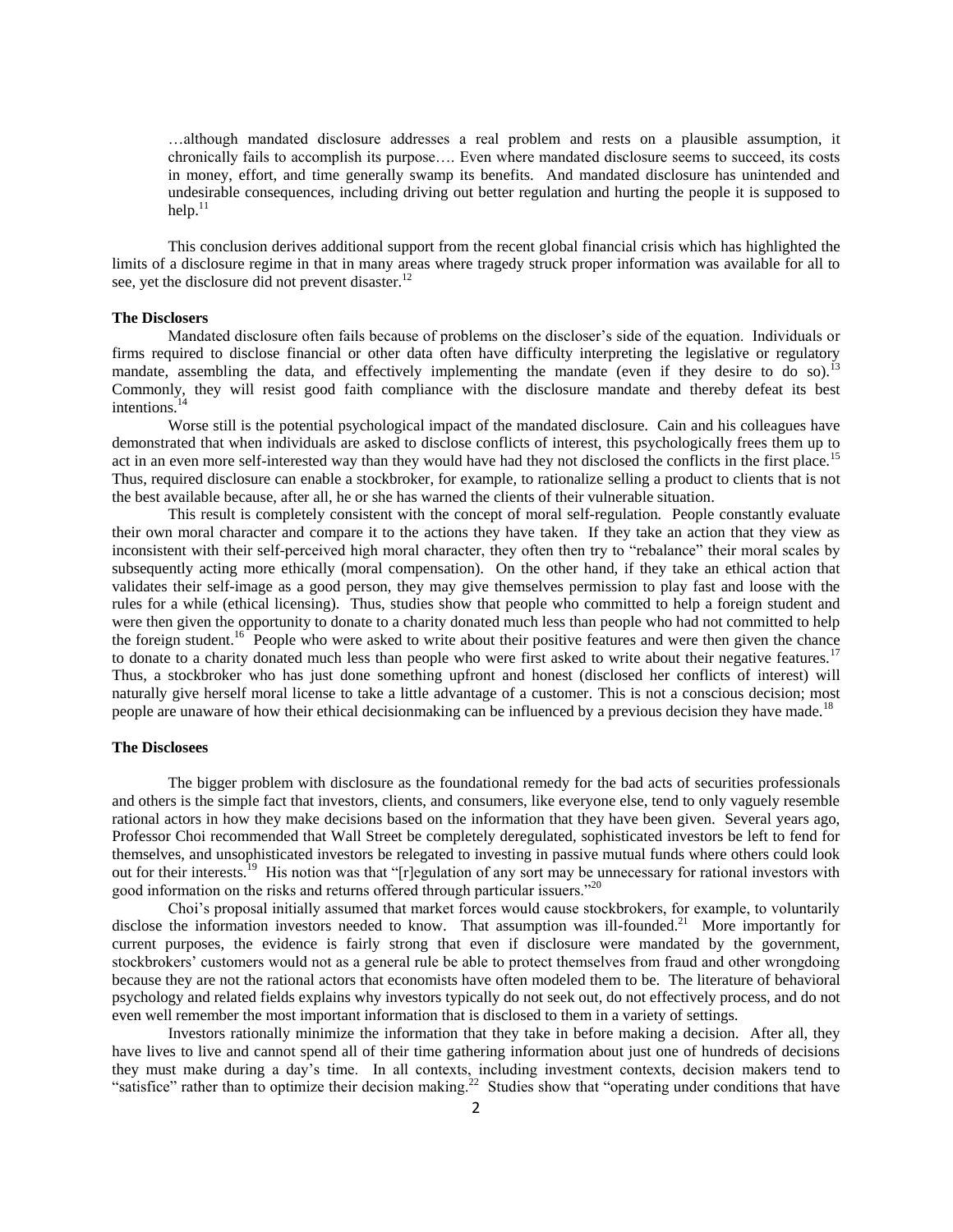> …although mandated disclosure addresses a real problem and rests on a plausible assumption, it chronically fails to accomplish its purpose…. Even where mandated disclosure seems to succeed, its costs in money, effort, and time generally swamp its benefits. And mandated disclosure has unintended and undesirable consequences, including driving out better regulation and hurting the people it is supposed to help.[11]

This conclusion derives additional support from the recent global financial crisis which has highlighted the limits of a disclosure regime in that in many areas where tragedy struck proper information was available for all to see, yet the disclosure did not prevent disaster.[12]

### The Disclosers

Mandated disclosure often fails because of problems on the discloser's side of the equation. Individuals or firms required to disclose financial or other data often have difficulty interpreting the legislative or regulatory mandate, assembling the data, and effectively implementing the mandate (even if they desire to do so).[13] Commonly, they will resist good faith compliance with the disclosure mandate and thereby defeat its best intentions.[14]

Worse still is the potential psychological impact of the mandated disclosure. Cain and his colleagues have demonstrated that when individuals are asked to disclose conflicts of interest, this psychologically frees them up to act in an even more self-interested way than they would have had they not disclosed the conflicts in the first place.[15] Thus, required disclosure can enable a stockbroker, for example, to rationalize selling a product to clients that is not the best available because, after all, he or she has warned the clients of their vulnerable situation.

This result is completely consistent with the concept of moral self-regulation. People constantly evaluate their own moral character and compare it to the actions they have taken. If they take an action that they view as inconsistent with their self-perceived high moral character, they often then try to "rebalance" their moral scales by subsequently acting more ethically (moral compensation). On the other hand, if they take an ethical action that validates their self-image as a good person, they may give themselves permission to play fast and loose with the rules for a while (ethical licensing). Thus, studies show that people who committed to help a foreign student and were then given the opportunity to donate to a charity donated much less than people who had not committed to help the foreign student.[16] People who were asked to write about their positive features and were then given the chance to donate to a charity donated much less than people who were first asked to write about their negative features.[17] Thus, a stockbroker who has just done something upfront and honest (disclosed her conflicts of interest) will naturally give herself moral license to take a little advantage of a customer. This is not a conscious decision; most people are unaware of how their ethical decisionmaking can be influenced by a previous decision they have made.[18]

### The Disclosees

The bigger problem with disclosure as the foundational remedy for the bad acts of securities professionals and others is the simple fact that investors, clients, and consumers, like everyone else, tend to only vaguely resemble rational actors in how they make decisions based on the information that they have been given. Several years ago, Professor Choi recommended that Wall Street be completely deregulated, sophisticated investors be left to fend for themselves, and unsophisticated investors be relegated to investing in passive mutual funds where others could look out for their interests.[19] His notion was that "[r]egulation of any sort may be unnecessary for rational investors with good information on the risks and returns offered through particular issuers."[20]

Choi's proposal initially assumed that market forces would cause stockbrokers, for example, to voluntarily disclose the information investors needed to know. That assumption was ill-founded.[21] More importantly for current purposes, the evidence is fairly strong that even if disclosure were mandated by the government, stockbrokers' customers would not as a general rule be able to protect themselves from fraud and other wrongdoing because they are not the rational actors that economists have often modeled them to be. The literature of behavioral psychology and related fields explains why investors typically do not seek out, do not effectively process, and do not even well remember the most important information that is disclosed to them in a variety of settings.

Investors rationally minimize the information that they take in before making a decision. After all, they have lives to live and cannot spend all of their time gathering information about just one of hundreds of decisions they must make during a day's time. In all contexts, including investment contexts, decision makers tend to "satisfice" rather than to optimize their decision making.[22] Studies show that "operating under conditions that have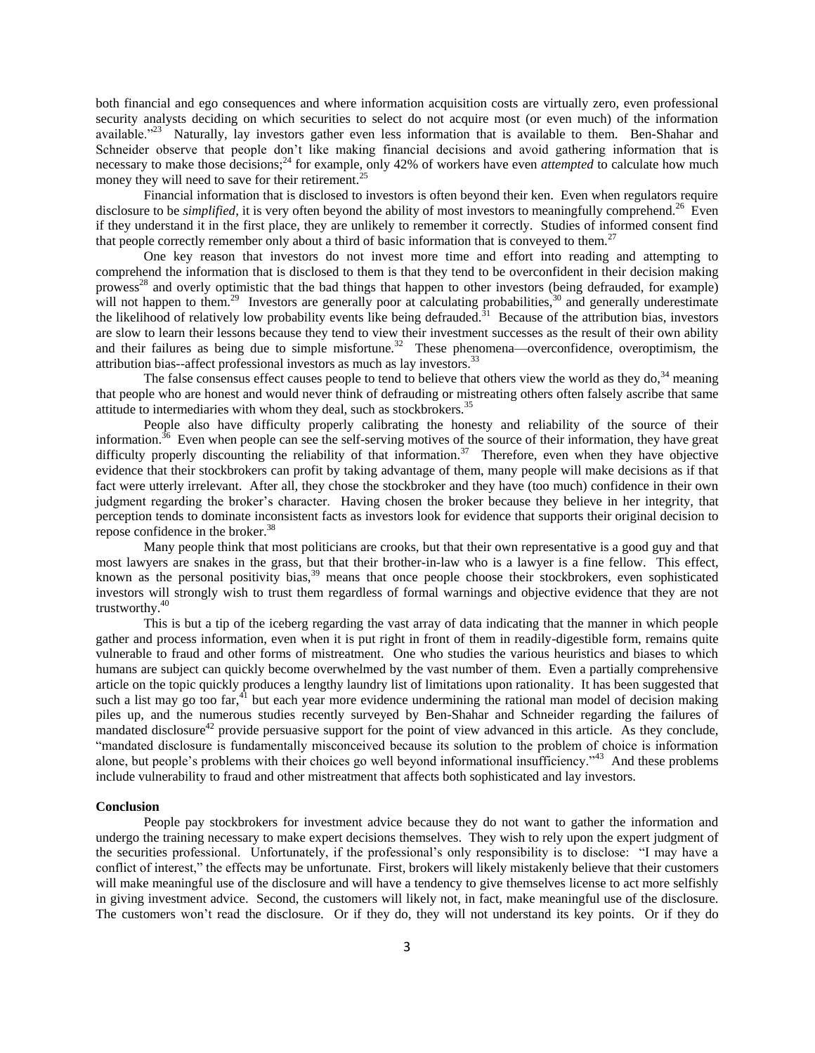both financial and ego consequences and where information acquisition costs are virtually zero, even professional security analysts deciding on which securities to select do not acquire most (or even much) of the information available."[23] Naturally, lay investors gather even less information that is available to them. Ben-Shahar and Schneider observe that people don't like making financial decisions and avoid gathering information that is necessary to make those decisions;[24] for example, only 42% of workers have even *attempted* to calculate how much money they will need to save for their retirement.[25]

Financial information that is disclosed to investors is often beyond their ken. Even when regulators require disclosure to be *simplified*, it is very often beyond the ability of most investors to meaningfully comprehend.[26] Even if they understand it in the first place, they are unlikely to remember it correctly. Studies of informed consent find that people correctly remember only about a third of basic information that is conveyed to them.[27]

One key reason that investors do not invest more time and effort into reading and attempting to comprehend the information that is disclosed to them is that they tend to be overconfident in their decision making prowess[28] and overly optimistic that the bad things that happen to other investors (being defrauded, for example) will not happen to them.[29] Investors are generally poor at calculating probabilities,[30] and generally underestimate the likelihood of relatively low probability events like being defrauded.[31] Because of the attribution bias, investors are slow to learn their lessons because they tend to view their investment successes as the result of their own ability and their failures as being due to simple misfortune.[32] These phenomena—overconfidence, overoptimism, the attribution bias--affect professional investors as much as lay investors.[33]

The false consensus effect causes people to tend to believe that others view the world as they do,[34] meaning that people who are honest and would never think of defrauding or mistreating others often falsely ascribe that same attitude to intermediaries with whom they deal, such as stockbrokers.[35]

People also have difficulty properly calibrating the honesty and reliability of the source of their information.[36] Even when people can see the self-serving motives of the source of their information, they have great difficulty properly discounting the reliability of that information.[37] Therefore, even when they have objective evidence that their stockbrokers can profit by taking advantage of them, many people will make decisions as if that fact were utterly irrelevant. After all, they chose the stockbroker and they have (too much) confidence in their own judgment regarding the broker's character. Having chosen the broker because they believe in her integrity, that perception tends to dominate inconsistent facts as investors look for evidence that supports their original decision to repose confidence in the broker.[38]

Many people think that most politicians are crooks, but that their own representative is a good guy and that most lawyers are snakes in the grass, but that their brother-in-law who is a lawyer is a fine fellow. This effect, known as the personal positivity bias,[39] means that once people choose their stockbrokers, even sophisticated investors will strongly wish to trust them regardless of formal warnings and objective evidence that they are not trustworthy.[40]

This is but a tip of the iceberg regarding the vast array of data indicating that the manner in which people gather and process information, even when it is put right in front of them in readily-digestible form, remains quite vulnerable to fraud and other forms of mistreatment. One who studies the various heuristics and biases to which humans are subject can quickly become overwhelmed by the vast number of them. Even a partially comprehensive article on the topic quickly produces a lengthy laundry list of limitations upon rationality. It has been suggested that such a list may go too far,[41] but each year more evidence undermining the rational man model of decision making piles up, and the numerous studies recently surveyed by Ben-Shahar and Schneider regarding the failures of mandated disclosure[42] provide persuasive support for the point of view advanced in this article. As they conclude, "mandated disclosure is fundamentally misconceived because its solution to the problem of choice is information alone, but people's problems with their choices go well beyond informational insufficiency."[43] And these problems include vulnerability to fraud and other mistreatment that affects both sophisticated and lay investors.

**Conclusion**

People pay stockbrokers for investment advice because they do not want to gather the information and undergo the training necessary to make expert decisions themselves. They wish to rely upon the expert judgment of the securities professional. Unfortunately, if the professional's only responsibility is to disclose: "I may have a conflict of interest," the effects may be unfortunate. First, brokers will likely mistakenly believe that their customers will make meaningful use of the disclosure and will have a tendency to give themselves license to act more selfishly in giving investment advice. Second, the customers will likely not, in fact, make meaningful use of the disclosure. The customers won't read the disclosure. Or if they do, they will not understand its key points. Or if they do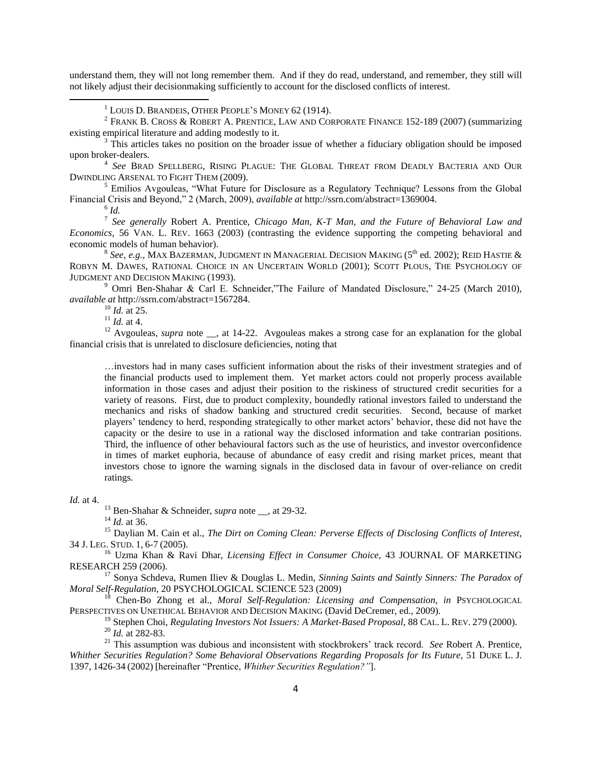understand them, they will not long remember them. And if they do read, understand, and remember, they still will not likely adjust their decisionmaking sufficiently to account for the disclosed conflicts of interest.

---

[1] LOUIS D. BRANDEIS, OTHER PEOPLE'S MONEY 62 (1914).

[2] FRANK B. CROSS & ROBERT A. PRENTICE, LAW AND CORPORATE FINANCE 152-189 (2007) (summarizing existing empirical literature and adding modestly to it.

[3] This articles takes no position on the broader issue of whether a fiduciary obligation should be imposed upon broker-dealers.

[4] *See* BRAD SPELLBERG, RISING PLAGUE: THE GLOBAL THREAT FROM DEADLY BACTERIA AND OUR DWINDLING ARSENAL TO FIGHT THEM (2009).

[5] Emilios Avgouleas, "What Future for Disclosure as a Regulatory Technique? Lessons from the Global Financial Crisis and Beyond," 2 (March, 2009), *available at* http://ssrn.com/abstract=1369004.

[6] *Id.*

[7] *See generally* Robert A. Prentice, *Chicago Man, K-T Man, and the Future of Behavioral Law and Economics*, 56 VAN. L. REV. 1663 (2003) (contrasting the evidence supporting the competing behavioral and economic models of human behavior).

[8] *See, e.g.*, MAX BAZERMAN, JUDGMENT IN MANAGERIAL DECISION MAKING (5th ed. 2002); REID HASTIE & ROBYN M. DAWES, RATIONAL CHOICE IN AN UNCERTAIN WORLD (2001); SCOTT PLOUS, THE PSYCHOLOGY OF JUDGMENT AND DECISION MAKING (1993).

[9] Omri Ben-Shahar & Carl E. Schneider,"The Failure of Mandated Disclosure," 24-25 (March 2010), *available at* http://ssrn.com/abstract=1567284.

[10] *Id.* at 25.

[11] *Id.* at 4.

[12] Avgouleas, *supra* note __, at 14-22. Avgouleas makes a strong case for an explanation for the global financial crisis that is unrelated to disclosure deficiencies, noting that

> …investors had in many cases sufficient information about the risks of their investment strategies and of the financial products used to implement them. Yet market actors could not properly process available information in those cases and adjust their position to the riskiness of structured credit securities for a variety of reasons. First, due to product complexity, boundedly rational investors failed to understand the mechanics and risks of shadow banking and structured credit securities. Second, because of market players' tendency to herd, responding strategically to other market actors' behavior, these did not have the capacity or the desire to use in a rational way the disclosed information and take contrarian positions. Third, the influence of other behavioural factors such as the use of heuristics, and investor overconfidence in times of market euphoria, because of abundance of easy credit and rising market prices, meant that investors chose to ignore the warning signals in the disclosed data in favour of over-reliance on credit ratings.

*Id.* at 4.

[13] Ben-Shahar & Schneider, *supra* note __, at 29-32.

[14] *Id.* at 36.

[15] Daylian M. Cain et al., *The Dirt on Coming Clean: Perverse Effects of Disclosing Conflicts of Interest*, 34 J. LEG. STUD. 1, 6-7 (2005).

[16] Uzma Khan & Ravi Dhar, *Licensing Effect in Consumer Choice*, 43 JOURNAL OF MARKETING RESEARCH 259 (2006).

[17] Sonya Schdeva, Rumen Iliev & Douglas L. Medin, *Sinning Saints and Saintly Sinners: The Paradox of Moral Self-Regulation*, 20 PSYCHOLOGICAL SCIENCE 523 (2009)

[18] Chen-Bo Zhong et al., *Moral Self-Regulation: Licensing and Compensation*, *in* PSYCHOLOGICAL PERSPECTIVES ON UNETHICAL BEHAVIOR AND DECISION MAKING (David DeCremer, ed., 2009).

[19] Stephen Choi, *Regulating Investors Not Issuers: A Market-Based Proposal*, 88 CAL. L. REV. 279 (2000).

[20] *Id.* at 282-83.

[21] This assumption was dubious and inconsistent with stockbrokers' track record. *See* Robert A. Prentice, *Whither Securities Regulation? Some Behavioral Observations Regarding Proposals for Its Future,* 51 DUKE L. J. 1397, 1426-34 (2002) [hereinafter "Prentice, *Whither Securities Regulation?"*].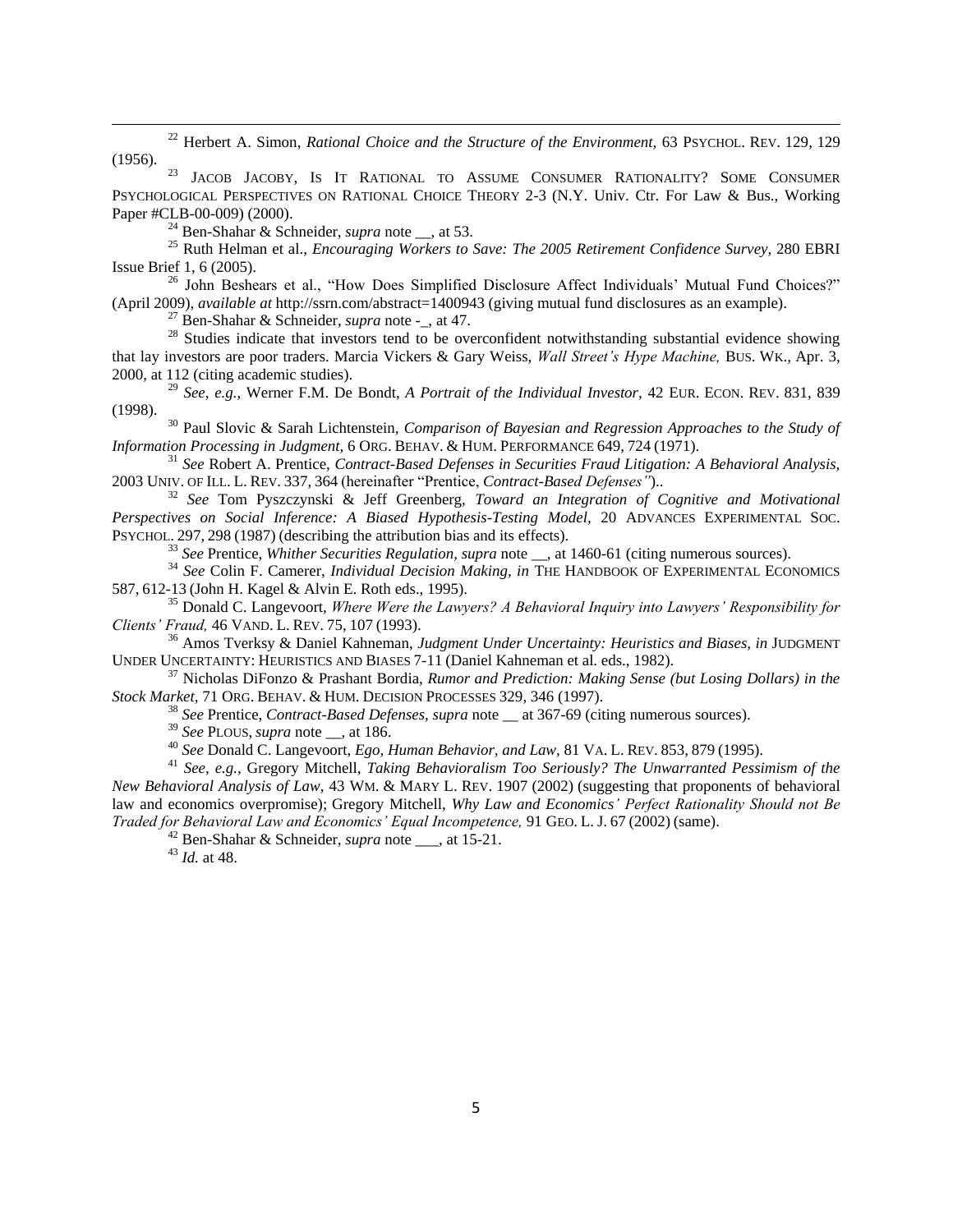[22] Herbert A. Simon, *Rational Choice and the Structure of the Environment,* 63 PSYCHOL. REV. 129, 129 (1956).

[23] JACOB JACOBY, IS IT RATIONAL TO ASSUME CONSUMER RATIONALITY? SOME CONSUMER PSYCHOLOGICAL PERSPECTIVES ON RATIONAL CHOICE THEORY 2-3 (N.Y. Univ. Ctr. For Law & Bus., Working Paper #CLB-00-009) (2000).

[24] Ben-Shahar & Schneider, *supra* note __, at 53.

[25] Ruth Helman et al., *Encouraging Workers to Save: The 2005 Retirement Confidence Survey*, 280 EBRI Issue Brief 1, 6 (2005).

[26] John Beshears et al., "How Does Simplified Disclosure Affect Individuals' Mutual Fund Choices?" (April 2009), *available at* http://ssrn.com/abstract=1400943 (giving mutual fund disclosures as an example).

[27] Ben-Shahar & Schneider, *supra* note -_, at 47.

[28] Studies indicate that investors tend to be overconfident notwithstanding substantial evidence showing that lay investors are poor traders. Marcia Vickers & Gary Weiss, *Wall Street's Hype Machine,* BUS. WK., Apr. 3, 2000, at 112 (citing academic studies).

[29] *See, e.g.,* Werner F.M. De Bondt, *A Portrait of the Individual Investor,* 42 EUR. ECON. REV. 831, 839 (1998).

[30] Paul Slovic & Sarah Lichtenstein, *Comparison of Bayesian and Regression Approaches to the Study of Information Processing in Judgment,* 6 ORG. BEHAV. & HUM. PERFORMANCE 649, 724 (1971).

[31] *See* Robert A. Prentice, *Contract-Based Defenses in Securities Fraud Litigation: A Behavioral Analysis,* 2003 UNIV. OF ILL. L. REV. 337, 364 (hereinafter "Prentice, *Contract-Based Defenses"*)..

[32] *See* Tom Pyszczynski & Jeff Greenberg, *Toward an Integration of Cognitive and Motivational Perspectives on Social Inference: A Biased Hypothesis-Testing Model,* 20 ADVANCES EXPERIMENTAL SOC. PSYCHOL. 297, 298 (1987) (describing the attribution bias and its effects).

[33] *See* Prentice, *Whither Securities Regulation, supra* note __, at 1460-61 (citing numerous sources).

[34] *See* Colin F. Camerer, *Individual Decision Making, in* THE HANDBOOK OF EXPERIMENTAL ECONOMICS 587, 612-13 (John H. Kagel & Alvin E. Roth eds., 1995).

[35] Donald C. Langevoort, *Where Were the Lawyers? A Behavioral Inquiry into Lawyers' Responsibility for Clients' Fraud,* 46 VAND. L. REV. 75, 107 (1993).

[36] Amos Tverksy & Daniel Kahneman, *Judgment Under Uncertainty: Heuristics and Biases, in* JUDGMENT UNDER UNCERTAINTY: HEURISTICS AND BIASES 7-11 (Daniel Kahneman et al. eds., 1982).

[37] Nicholas DiFonzo & Prashant Bordia, *Rumor and Prediction: Making Sense (but Losing Dollars) in the Stock Market,* 71 ORG. BEHAV. & HUM. DECISION PROCESSES 329, 346 (1997).

[38] *See* Prentice, *Contract-Based Defenses, supra* note __ at 367-69 (citing numerous sources).

[39] *See* PLOUS, *supra* note __, at 186.

[40] *See* Donald C. Langevoort, *Ego, Human Behavior, and Law,* 81 VA. L. REV. 853, 879 (1995).

[41] *See, e.g.,* Gregory Mitchell, *Taking Behavioralism Too Seriously? The Unwarranted Pessimism of the New Behavioral Analysis of Law,* 43 WM. & MARY L. REV. 1907 (2002) (suggesting that proponents of behavioral law and economics overpromise); Gregory Mitchell, *Why Law and Economics' Perfect Rationality Should not Be Traded for Behavioral Law and Economics' Equal Incompetence,* 91 GEO. L. J. 67 (2002) (same).

[42] Ben-Shahar & Schneider, *supra* note ___, at 15-21.

[43] *Id.* at 48.